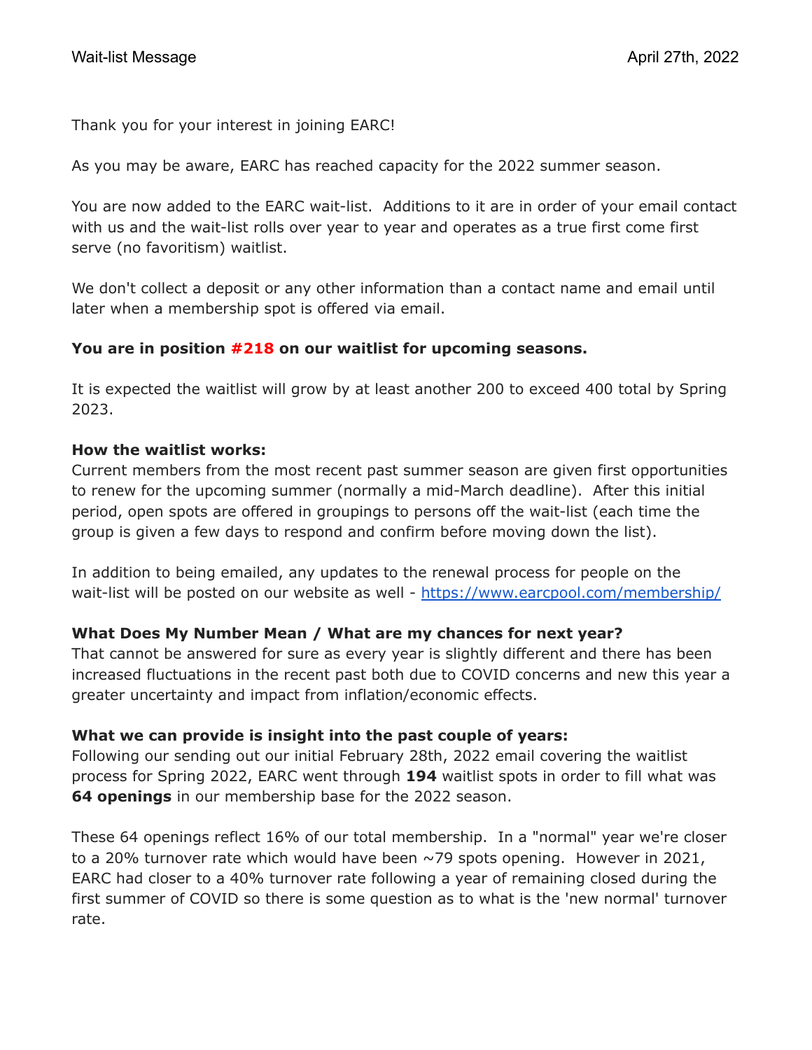Wait-list Message April 27th, 2022

Thank you for your interest in joining EARC!

As you may be aware, EARC has reached capacity for the 2022 summer season.

You are now added to the EARC wait-list. Additions to it are in order of your email contact with us and the wait-list rolls over year to year and operates as a true first come first serve (no favoritism) waitlist.

We don't collect a deposit or any other information than a contact name and email until later when a membership spot is offered via email.

**You are in position #218 on our waitlist for upcoming seasons.**

It is expected the waitlist will grow by at least another 200 to exceed 400 total by Spring 2023.

**How the waitlist works:**
Current members from the most recent past summer season are given first opportunities to renew for the upcoming summer (normally a mid-March deadline). After this initial period, open spots are offered in groupings to persons off the wait-list (each time the group is given a few days to respond and confirm before moving down the list).

In addition to being emailed, any updates to the renewal process for people on the wait-list will be posted on our website as well - [https://www.earcpool.com/membership/](https://www.earcpool.com/membership/)

**What Does My Number Mean / What are my chances for next year?**
That cannot be answered for sure as every year is slightly different and there has been increased fluctuations in the recent past both due to COVID concerns and new this year a greater uncertainty and impact from inflation/economic effects.

**What we can provide is insight into the past couple of years:**
Following our sending out our initial February 28th, 2022 email covering the waitlist process for Spring 2022, EARC went through **194** waitlist spots in order to fill what was **64 openings** in our membership base for the 2022 season.

These 64 openings reflect 16% of our total membership. In a "normal" year we're closer to a 20% turnover rate which would have been ~79 spots opening. However in 2021, EARC had closer to a 40% turnover rate following a year of remaining closed during the first summer of COVID so there is some question as to what is the 'new normal' turnover rate.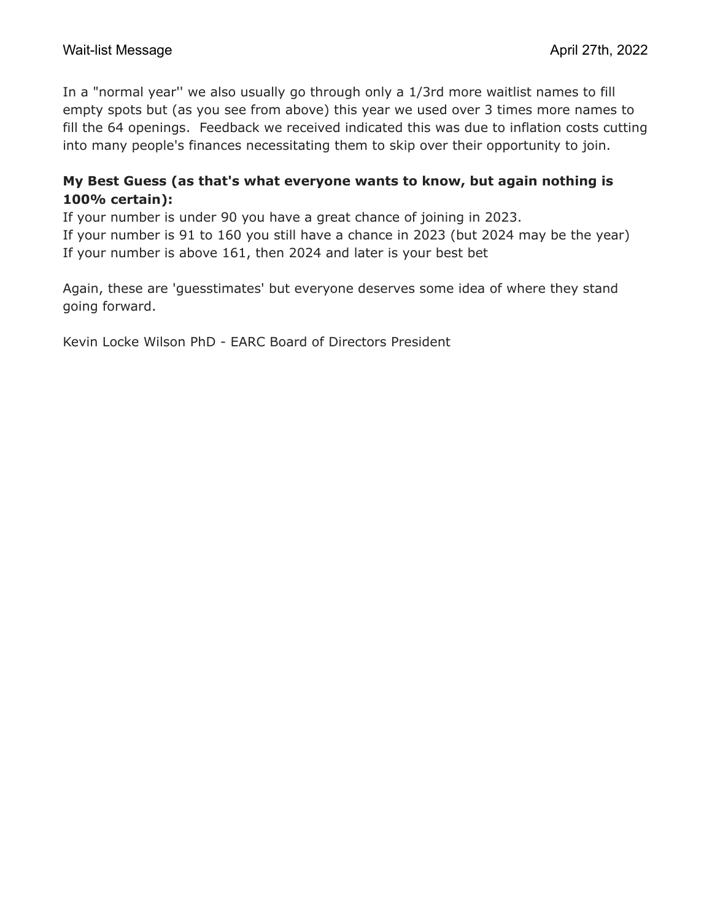In a "normal year'' we also usually go through only a 1/3rd more waitlist names to fill empty spots but (as you see from above) this year we used over 3 times more names to fill the 64 openings.  Feedback we received indicated this was due to inflation costs cutting into many people's finances necessitating them to skip over their opportunity to join.

**My Best Guess (as that's what everyone wants to know, but again nothing is 100% certain):**
If your number is under 90 you have a great chance of joining in 2023.
If your number is 91 to 160 you still have a chance in 2023 (but 2024 may be the year)
If your number is above 161, then 2024 and later is your best bet

Again, these are 'guesstimates' but everyone deserves some idea of where they stand going forward.

Kevin Locke Wilson PhD - EARC Board of Directors President